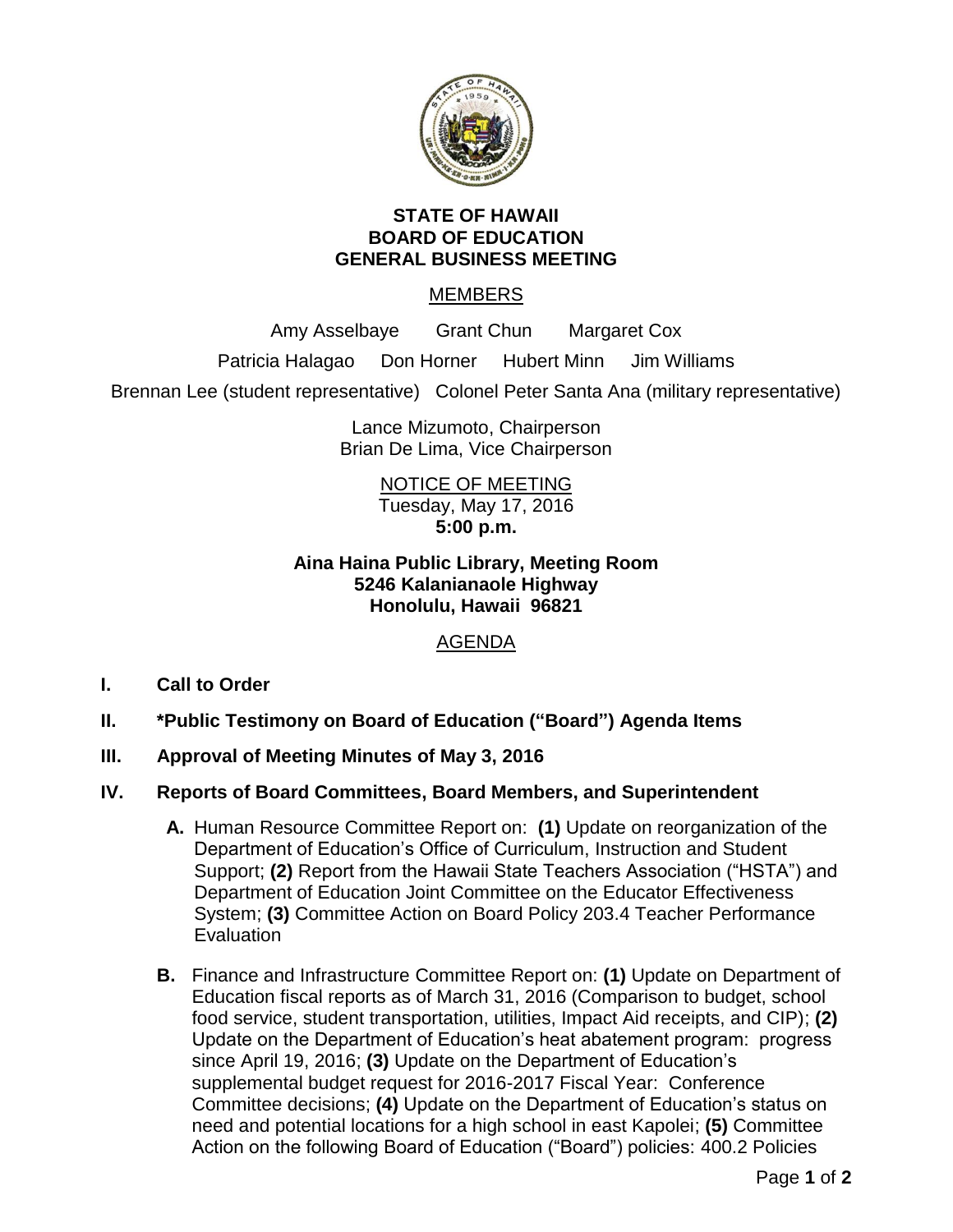# STATE OF HAWAII
# BOARD OF EDUCATION
# GENERAL BUSINESS MEETING

MEMBERS

Amy Asselbaye  Grant Chun  Margaret Cox

Patricia Halagao  Don Horner  Hubert Minn  Jim Williams

Brennan Lee (student representative)  Colonel Peter Santa Ana (military representative)

Lance Mizumoto, Chairperson
Brian De Lima, Vice Chairperson

NOTICE OF MEETING
Tuesday, May 17, 2016
**5:00 p.m.**

**Aina Haina Public Library, Meeting Room**
**5246 Kalanianaole Highway**
**Honolulu, Hawaii 96821**

AGENDA

**I. Call to Order**

**II. *Public Testimony on Board of Education ("Board") Agenda Items**

**III. Approval of Meeting Minutes of May 3, 2016**

**IV. Reports of Board Committees, Board Members, and Superintendent**

**A.** Human Resource Committee Report on: **(1)** Update on reorganization of the Department of Education's Office of Curriculum, Instruction and Student Support; **(2)** Report from the Hawaii State Teachers Association ("HSTA") and Department of Education Joint Committee on the Educator Effectiveness System; **(3)** Committee Action on Board Policy 203.4 Teacher Performance Evaluation

**B.** Finance and Infrastructure Committee Report on: **(1)** Update on Department of Education fiscal reports as of March 31, 2016 (Comparison to budget, school food service, student transportation, utilities, Impact Aid receipts, and CIP); **(2)** Update on the Department of Education's heat abatement program: progress since April 19, 2016; **(3)** Update on the Department of Education's supplemental budget request for 2016-2017 Fiscal Year: Conference Committee decisions; **(4)** Update on the Department of Education's status on need and potential locations for a high school in east Kapolei; **(5)** Committee Action on the following Board of Education ("Board") policies: 400.2 Policies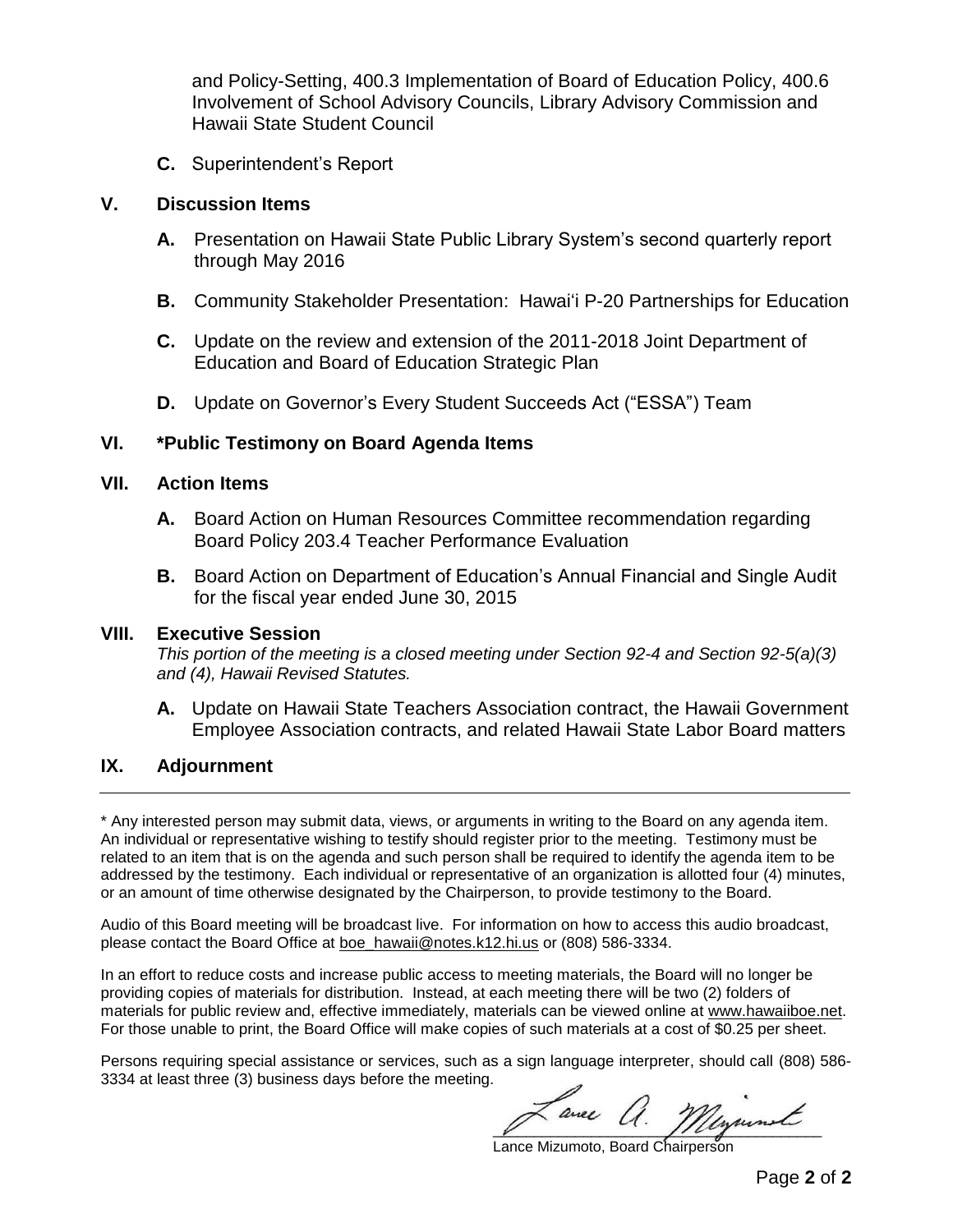and Policy-Setting, 400.3 Implementation of Board of Education Policy, 400.6 Involvement of School Advisory Councils, Library Advisory Commission and Hawaii State Student Council

**C.** Superintendent's Report

## V. Discussion Items

**A.** Presentation on Hawaii State Public Library System's second quarterly report through May 2016

**B.** Community Stakeholder Presentation: Hawai'i P-20 Partnerships for Education

**C.** Update on the review and extension of the 2011-2018 Joint Department of Education and Board of Education Strategic Plan

**D.** Update on Governor's Every Student Succeeds Act ("ESSA") Team

## VI. *Public Testimony on Board Agenda Items

## VII. Action Items

**A.** Board Action on Human Resources Committee recommendation regarding Board Policy 203.4 Teacher Performance Evaluation

**B.** Board Action on Department of Education's Annual Financial and Single Audit for the fiscal year ended June 30, 2015

## VIII. Executive Session

*This portion of the meeting is a closed meeting under Section 92-4 and Section 92-5(a)(3) and (4), Hawaii Revised Statutes.*

**A.** Update on Hawaii State Teachers Association contract, the Hawaii Government Employee Association contracts, and related Hawaii State Labor Board matters

## IX. Adjournment

---

* Any interested person may submit data, views, or arguments in writing to the Board on any agenda item. An individual or representative wishing to testify should register prior to the meeting. Testimony must be related to an item that is on the agenda and such person shall be required to identify the agenda item to be addressed by the testimony. Each individual or representative of an organization is allotted four (4) minutes, or an amount of time otherwise designated by the Chairperson, to provide testimony to the Board.

Audio of this Board meeting will be broadcast live. For information on how to access this audio broadcast, please contact the Board Office at boe_hawaii@notes.k12.hi.us or (808) 586-3334.

In an effort to reduce costs and increase public access to meeting materials, the Board will no longer be providing copies of materials for distribution. Instead, at each meeting there will be two (2) folders of materials for public review and, effective immediately, materials can be viewed online at www.hawaiiboe.net. For those unable to print, the Board Office will make copies of such materials at a cost of $0.25 per sheet.

Persons requiring special assistance or services, such as a sign language interpreter, should call (808) 586-3334 at least three (3) business days before the meeting.

Lance Mizumoto, Board Chairperson